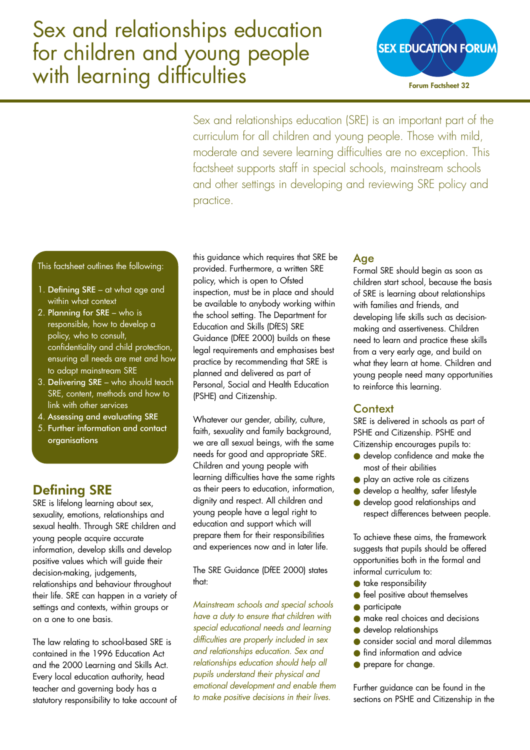# Sex and relationships education for children and young people with learning difficulties

SEX EDUCATION FORUM

Forum Factsheet 32

Sex and relationships education (SRE) is an important part of the curriculum for all children and young people. Those with mild, moderate and severe learning difficulties are no exception. This factsheet supports staff in special schools, mainstream schools and other settings in developing and reviewing SRE policy and practice.

This factsheet outlines the following:

1. **Defining SRE** – at what age and within what context
2. **Planning for SRE** – who is responsible, how to develop a policy, who to consult, confidentiality and child protection, ensuring all needs are met and how to adapt mainstream SRE
3. **Delivering SRE** – who should teach SRE, content, methods and how to link with other services
4. **Assessing and evaluating SRE**
5. **Further information and contact organisations**

## Defining SRE

SRE is lifelong learning about sex, sexuality, emotions, relationships and sexual health. Through SRE children and young people acquire accurate information, develop skills and develop positive values which will guide their decision-making, judgements, relationships and behaviour throughout their life. SRE can happen in a variety of settings and contexts, within groups or on a one to one basis.

The law relating to school-based SRE is contained in the 1996 Education Act and the 2000 Learning and Skills Act. Every local education authority, head teacher and governing body has a statutory responsibility to take account of this guidance which requires that SRE be provided. Furthermore, a written SRE policy, which is open to Ofsted inspection, must be in place and should be available to anybody working within the school setting. The Department for Education and Skills (DfES) SRE Guidance (DfEE 2000) builds on these legal requirements and emphasises best practice by recommending that SRE is planned and delivered as part of Personal, Social and Health Education (PSHE) and Citizenship.

Whatever our gender, ability, culture, faith, sexuality and family background, we are all sexual beings, with the same needs for good and appropriate SRE. Children and young people with learning difficulties have the same rights as their peers to education, information, dignity and respect. All children and young people have a legal right to education and support which will prepare them for their responsibilities and experiences now and in later life.

The SRE Guidance (DfEE 2000) states that:

*Mainstream schools and special schools have a duty to ensure that children with special educational needs and learning difficulties are properly included in sex and relationships education. Sex and relationships education should help all pupils understand their physical and emotional development and enable them to make positive decisions in their lives.*

### Age

Formal SRE should begin as soon as children start school, because the basis of SRE is learning about relationships with families and friends, and developing life skills such as decision-making and assertiveness. Children need to learn and practice these skills from a very early age, and build on what they learn at home. Children and young people need many opportunities to reinforce this learning.

### Context

SRE is delivered in schools as part of PSHE and Citizenship. PSHE and Citizenship encourages pupils to:

- develop confidence and make the most of their abilities
- play an active role as citizens
- develop a healthy, safer lifestyle
- develop good relationships and respect differences between people.

To achieve these aims, the framework suggests that pupils should be offered opportunities both in the formal and informal curriculum to:

- take responsibility
- feel positive about themselves
- participate
- make real choices and decisions
- develop relationships
- consider social and moral dilemmas
- find information and advice
- prepare for change.

Further guidance can be found in the sections on PSHE and Citizenship in the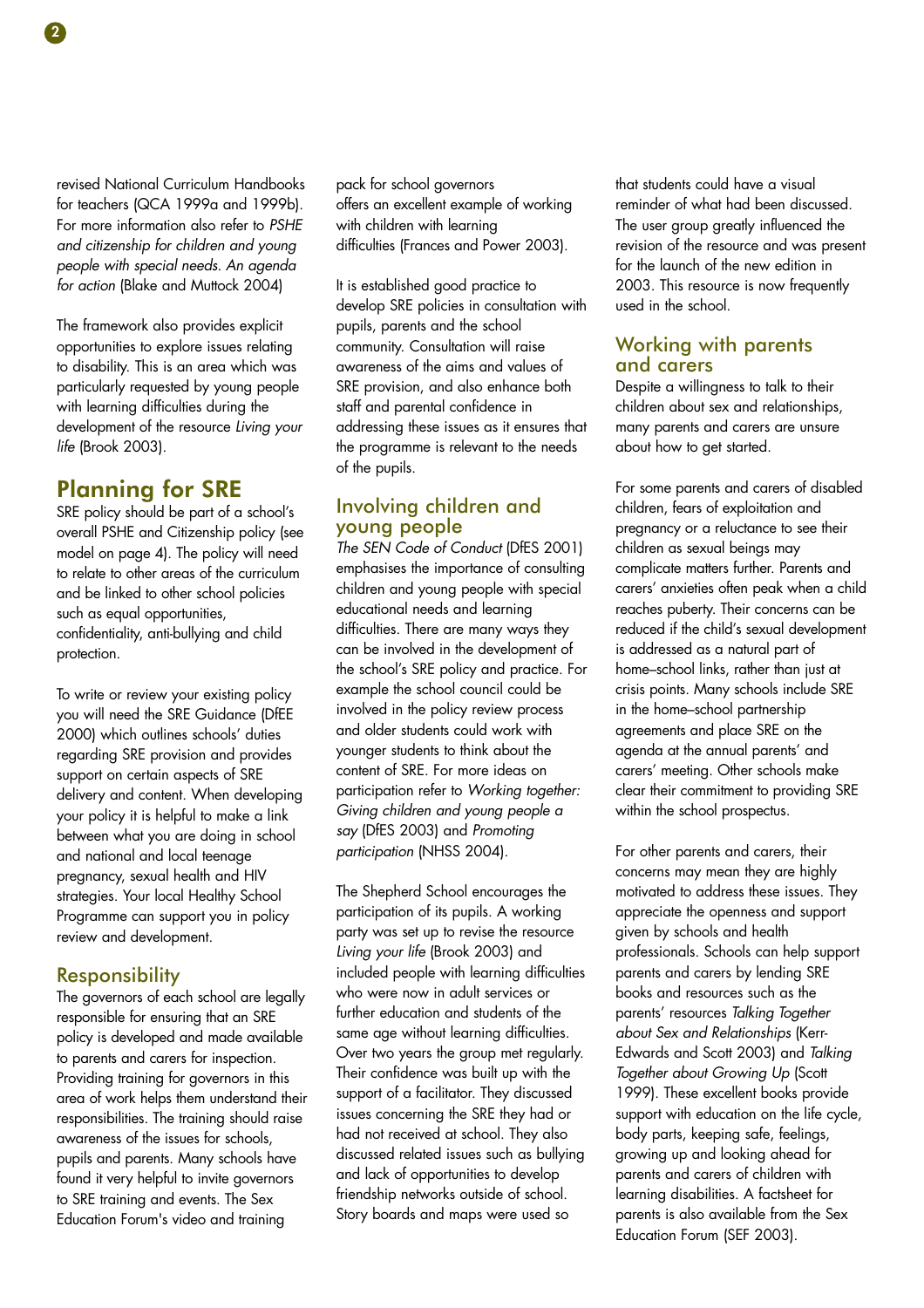revised National Curriculum Handbooks for teachers (QCA 1999a and 1999b). For more information also refer to *PSHE and citizenship for children and young people with special needs. An agenda for action* (Blake and Muttock 2004)

The framework also provides explicit opportunities to explore issues relating to disability. This is an area which was particularly requested by young people with learning difficulties during the development of the resource *Living your life* (Brook 2003).

## Planning for SRE

SRE policy should be part of a school's overall PSHE and Citizenship policy (see model on page 4). The policy will need to relate to other areas of the curriculum and be linked to other school policies such as equal opportunities, confidentiality, anti-bullying and child protection.

To write or review your existing policy you will need the SRE Guidance (DfEE 2000) which outlines schools' duties regarding SRE provision and provides support on certain aspects of SRE delivery and content. When developing your policy it is helpful to make a link between what you are doing in school and national and local teenage pregnancy, sexual health and HIV strategies. Your local Healthy School Programme can support you in policy review and development.

### Responsibility

The governors of each school are legally responsible for ensuring that an SRE policy is developed and made available to parents and carers for inspection. Providing training for governors in this area of work helps them understand their responsibilities. The training should raise awareness of the issues for schools, pupils and parents. Many schools have found it very helpful to invite governors to SRE training and events. The Sex Education Forum's video and training pack for school governors offers an excellent example of working with children with learning difficulties (Frances and Power 2003).

It is established good practice to develop SRE policies in consultation with pupils, parents and the school community. Consultation will raise awareness of the aims and values of SRE provision, and also enhance both staff and parental confidence in addressing these issues as it ensures that the programme is relevant to the needs of the pupils.

### Involving children and young people

*The SEN Code of Conduct* (DfES 2001) emphasises the importance of consulting children and young people with special educational needs and learning difficulties. There are many ways they can be involved in the development of the school's SRE policy and practice. For example the school council could be involved in the policy review process and older students could work with younger students to think about the content of SRE. For more ideas on participation refer to *Working together: Giving children and young people a say* (DfES 2003) and *Promoting participation* (NHSS 2004).

The Shepherd School encourages the participation of its pupils. A working party was set up to revise the resource *Living your life* (Brook 2003) and included people with learning difficulties who were now in adult services or further education and students of the same age without learning difficulties. Over two years the group met regularly. Their confidence was built up with the support of a facilitator. They discussed issues concerning the SRE they had or had not received at school. They also discussed related issues such as bullying and lack of opportunities to develop friendship networks outside of school. Story boards and maps were used so that students could have a visual reminder of what had been discussed. The user group greatly influenced the revision of the resource and was present for the launch of the new edition in 2003. This resource is now frequently used in the school.

### Working with parents and carers

Despite a willingness to talk to their children about sex and relationships, many parents and carers are unsure about how to get started.

For some parents and carers of disabled children, fears of exploitation and pregnancy or a reluctance to see their children as sexual beings may complicate matters further. Parents and carers' anxieties often peak when a child reaches puberty. Their concerns can be reduced if the child's sexual development is addressed as a natural part of home–school links, rather than just at crisis points. Many schools include SRE in the home–school partnership agreements and place SRE on the agenda at the annual parents' and carers' meeting. Other schools make clear their commitment to providing SRE within the school prospectus.

For other parents and carers, their concerns may mean they are highly motivated to address these issues. They appreciate the openness and support given by schools and health professionals. Schools can help support parents and carers by lending SRE books and resources such as the parents' resources *Talking Together about Sex and Relationships* (Kerr-Edwards and Scott 2003) and *Talking Together about Growing Up* (Scott 1999). These excellent books provide support with education on the life cycle, body parts, keeping safe, feelings, growing up and looking ahead for parents and carers of children with learning disabilities. A factsheet for parents is also available from the Sex Education Forum (SEF 2003).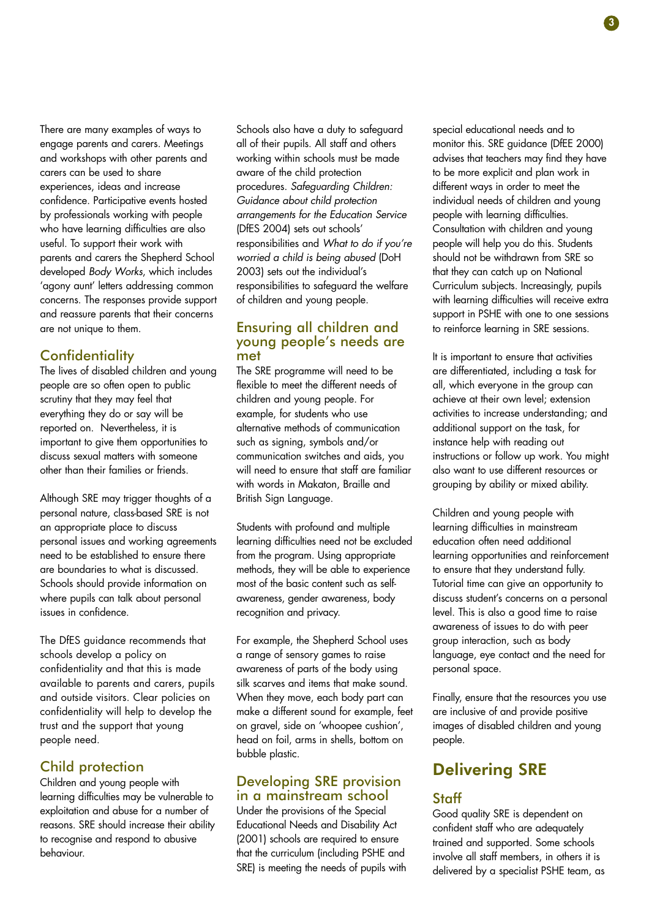There are many examples of ways to engage parents and carers. Meetings and workshops with other parents and carers can be used to share experiences, ideas and increase confidence. Participative events hosted by professionals working with people who have learning difficulties are also useful. To support their work with parents and carers the Shepherd School developed *Body Works*, which includes 'agony aunt' letters addressing common concerns. The responses provide support and reassure parents that their concerns are not unique to them.

## Confidentiality

The lives of disabled children and young people are so often open to public scrutiny that they may feel that everything they do or say will be reported on. Nevertheless, it is important to give them opportunities to discuss sexual matters with someone other than their families or friends.

Although SRE may trigger thoughts of a personal nature, class-based SRE is not an appropriate place to discuss personal issues and working agreements need to be established to ensure there are boundaries to what is discussed. Schools should provide information on where pupils can talk about personal issues in confidence.

The DfES guidance recommends that schools develop a policy on confidentiality and that this is made available to parents and carers, pupils and outside visitors. Clear policies on confidentiality will help to develop the trust and the support that young people need.

## Child protection

Children and young people with learning difficulties may be vulnerable to exploitation and abuse for a number of reasons. SRE should increase their ability to recognise and respond to abusive behaviour.

Schools also have a duty to safeguard all of their pupils. All staff and others working within schools must be made aware of the child protection procedures. *Safeguarding Children: Guidance about child protection arrangements for the Education Service* (DfES 2004) sets out schools' responsibilities and *What to do if you're worried a child is being abused* (DoH 2003) sets out the individual's responsibilities to safeguard the welfare of children and young people.

## Ensuring all children and young people's needs are met

The SRE programme will need to be flexible to meet the different needs of children and young people. For example, for students who use alternative methods of communication such as signing, symbols and/or communication switches and aids, you will need to ensure that staff are familiar with words in Makaton, Braille and British Sign Language.

Students with profound and multiple learning difficulties need not be excluded from the program. Using appropriate methods, they will be able to experience most of the basic content such as self-awareness, gender awareness, body recognition and privacy.

For example, the Shepherd School uses a range of sensory games to raise awareness of parts of the body using silk scarves and items that make sound. When they move, each body part can make a different sound for example, feet on gravel, side on 'whoopee cushion', head on foil, arms in shells, bottom on bubble plastic.

## Developing SRE provision in a mainstream school

Under the provisions of the Special Educational Needs and Disability Act (2001) schools are required to ensure that the curriculum (including PSHE and SRE) is meeting the needs of pupils with special educational needs and to monitor this. SRE guidance (DfEE 2000) advises that teachers may find they have to be more explicit and plan work in different ways in order to meet the individual needs of children and young people with learning difficulties. Consultation with children and young people will help you do this. Students should not be withdrawn from SRE so that they can catch up on National Curriculum subjects. Increasingly, pupils with learning difficulties will receive extra support in PSHE with one to one sessions to reinforce learning in SRE sessions.

It is important to ensure that activities are differentiated, including a task for all, which everyone in the group can achieve at their own level; extension activities to increase understanding; and additional support on the task, for instance help with reading out instructions or follow up work. You might also want to use different resources or grouping by ability or mixed ability.

Children and young people with learning difficulties in mainstream education often need additional learning opportunities and reinforcement to ensure that they understand fully. Tutorial time can give an opportunity to discuss student's concerns on a personal level. This is also a good time to raise awareness of issues to do with peer group interaction, such as body language, eye contact and the need for personal space.

Finally, ensure that the resources you use are inclusive of and provide positive images of disabled children and young people.

# Delivering SRE

## Staff

Good quality SRE is dependent on confident staff who are adequately trained and supported. Some schools involve all staff members, in others it is delivered by a specialist PSHE team, as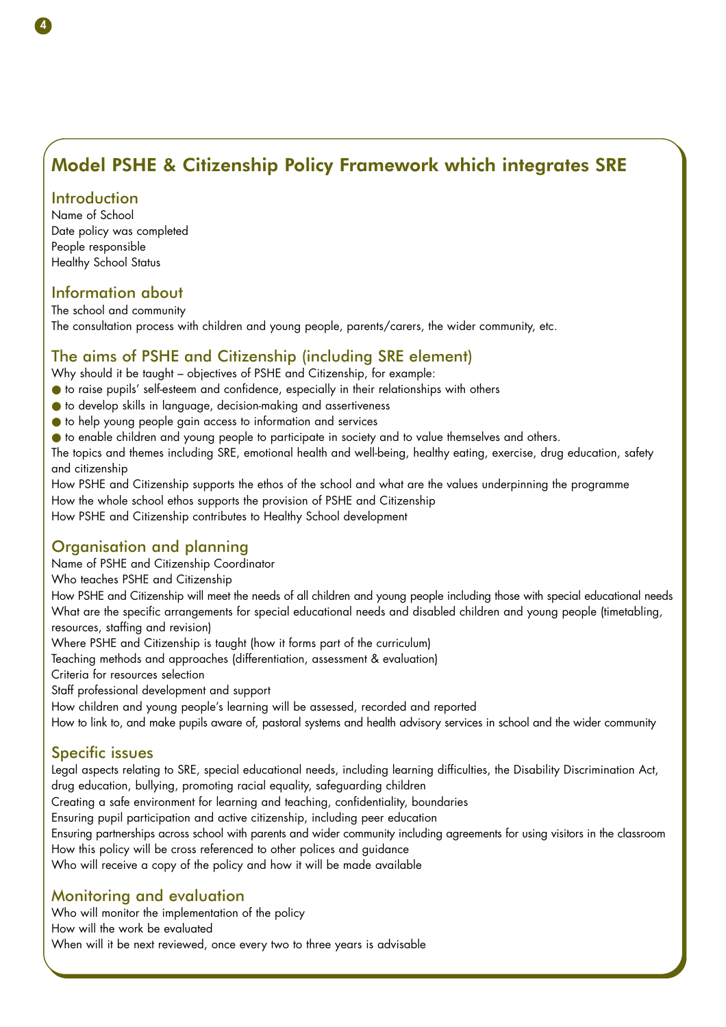# Model PSHE & Citizenship Policy Framework which integrates SRE

## Introduction

Name of School
Date policy was completed
People responsible
Healthy School Status

## Information about

The school and community
The consultation process with children and young people, parents/carers, the wider community, etc.

## The aims of PSHE and Citizenship (including SRE element)

Why should it be taught – objectives of PSHE and Citizenship, for example:

- to raise pupils' self-esteem and confidence, especially in their relationships with others
- to develop skills in language, decision-making and assertiveness
- to help young people gain access to information and services
- to enable children and young people to participate in society and to value themselves and others.

The topics and themes including SRE, emotional health and well-being, healthy eating, exercise, drug education, safety and citizenship
How PSHE and Citizenship supports the ethos of the school and what are the values underpinning the programme
How the whole school ethos supports the provision of PSHE and Citizenship
How PSHE and Citizenship contributes to Healthy School development

## Organisation and planning

Name of PSHE and Citizenship Coordinator
Who teaches PSHE and Citizenship
How PSHE and Citizenship will meet the needs of all children and young people including those with special educational needs
What are the specific arrangements for special educational needs and disabled children and young people (timetabling, resources, staffing and revision)
Where PSHE and Citizenship is taught (how it forms part of the curriculum)
Teaching methods and approaches (differentiation, assessment & evaluation)
Criteria for resources selection
Staff professional development and support
How children and young people's learning will be assessed, recorded and reported
How to link to, and make pupils aware of, pastoral systems and health advisory services in school and the wider community

## Specific issues

Legal aspects relating to SRE, special educational needs, including learning difficulties, the Disability Discrimination Act, drug education, bullying, promoting racial equality, safeguarding children
Creating a safe environment for learning and teaching, confidentiality, boundaries
Ensuring pupil participation and active citizenship, including peer education
Ensuring partnerships across school with parents and wider community including agreements for using visitors in the classroom
How this policy will be cross referenced to other polices and guidance
Who will receive a copy of the policy and how it will be made available

## Monitoring and evaluation

Who will monitor the implementation of the policy
How will the work be evaluated
When will it be next reviewed, once every two to three years is advisable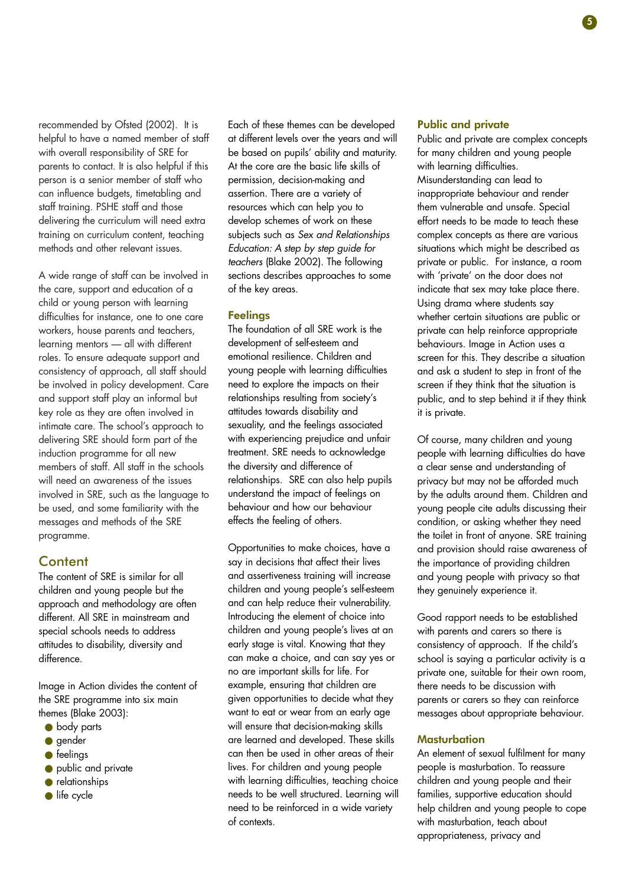recommended by Ofsted (2002). It is helpful to have a named member of staff with overall responsibility of SRE for parents to contact. It is also helpful if this person is a senior member of staff who can influence budgets, timetabling and staff training. PSHE staff and those delivering the curriculum will need extra training on curriculum content, teaching methods and other relevant issues.

A wide range of staff can be involved in the care, support and education of a child or young person with learning difficulties for instance, one to one care workers, house parents and teachers, learning mentors — all with different roles. To ensure adequate support and consistency of approach, all staff should be involved in policy development. Care and support staff play an informal but key role as they are often involved in intimate care. The school's approach to delivering SRE should form part of the induction programme for all new members of staff. All staff in the schools will need an awareness of the issues involved in SRE, such as the language to be used, and some familiarity with the messages and methods of the SRE programme.

## Content

The content of SRE is similar for all children and young people but the approach and methodology are often different. All SRE in mainstream and special schools needs to address attitudes to disability, diversity and difference.

Image in Action divides the content of the SRE programme into six main themes (Blake 2003):

- body parts
- gender
- feelings
- public and private
- relationships
- life cycle

Each of these themes can be developed at different levels over the years and will be based on pupils' ability and maturity. At the core are the basic life skills of permission, decision-making and assertion. There are a variety of resources which can help you to develop schemes of work on these subjects such as *Sex and Relationships Education: A step by step guide for teachers* (Blake 2002). The following sections describes approaches to some of the key areas.

### Feelings

The foundation of all SRE work is the development of self-esteem and emotional resilience. Children and young people with learning difficulties need to explore the impacts on their relationships resulting from society's attitudes towards disability and sexuality, and the feelings associated with experiencing prejudice and unfair treatment. SRE needs to acknowledge the diversity and difference of relationships. SRE can also help pupils understand the impact of feelings on behaviour and how our behaviour effects the feeling of others.

Opportunities to make choices, have a say in decisions that affect their lives and assertiveness training will increase children and young people's self-esteem and can help reduce their vulnerability. Introducing the element of choice into children and young people's lives at an early stage is vital. Knowing that they can make a choice, and can say yes or no are important skills for life. For example, ensuring that children are given opportunities to decide what they want to eat or wear from an early age will ensure that decision-making skills are learned and developed. These skills can then be used in other areas of their lives. For children and young people with learning difficulties, teaching choice needs to be well structured. Learning will need to be reinforced in a wide variety of contexts.

### Public and private

Public and private are complex concepts for many children and young people with learning difficulties. Misunderstanding can lead to inappropriate behaviour and render them vulnerable and unsafe. Special effort needs to be made to teach these complex concepts as there are various situations which might be described as private or public. For instance, a room with 'private' on the door does not indicate that sex may take place there. Using drama where students say whether certain situations are public or private can help reinforce appropriate behaviours. Image in Action uses a screen for this. They describe a situation and ask a student to step in front of the screen if they think that the situation is public, and to step behind it if they think it is private.

Of course, many children and young people with learning difficulties do have a clear sense and understanding of privacy but may not be afforded much by the adults around them. Children and young people cite adults discussing their condition, or asking whether they need the toilet in front of anyone. SRE training and provision should raise awareness of the importance of providing children and young people with privacy so that they genuinely experience it.

Good rapport needs to be established with parents and carers so there is consistency of approach. If the child's school is saying a particular activity is a private one, suitable for their own room, there needs to be discussion with parents or carers so they can reinforce messages about appropriate behaviour.

### Masturbation

An element of sexual fulfilment for many people is masturbation. To reassure children and young people and their families, supportive education should help children and young people to cope with masturbation, teach about appropriateness, privacy and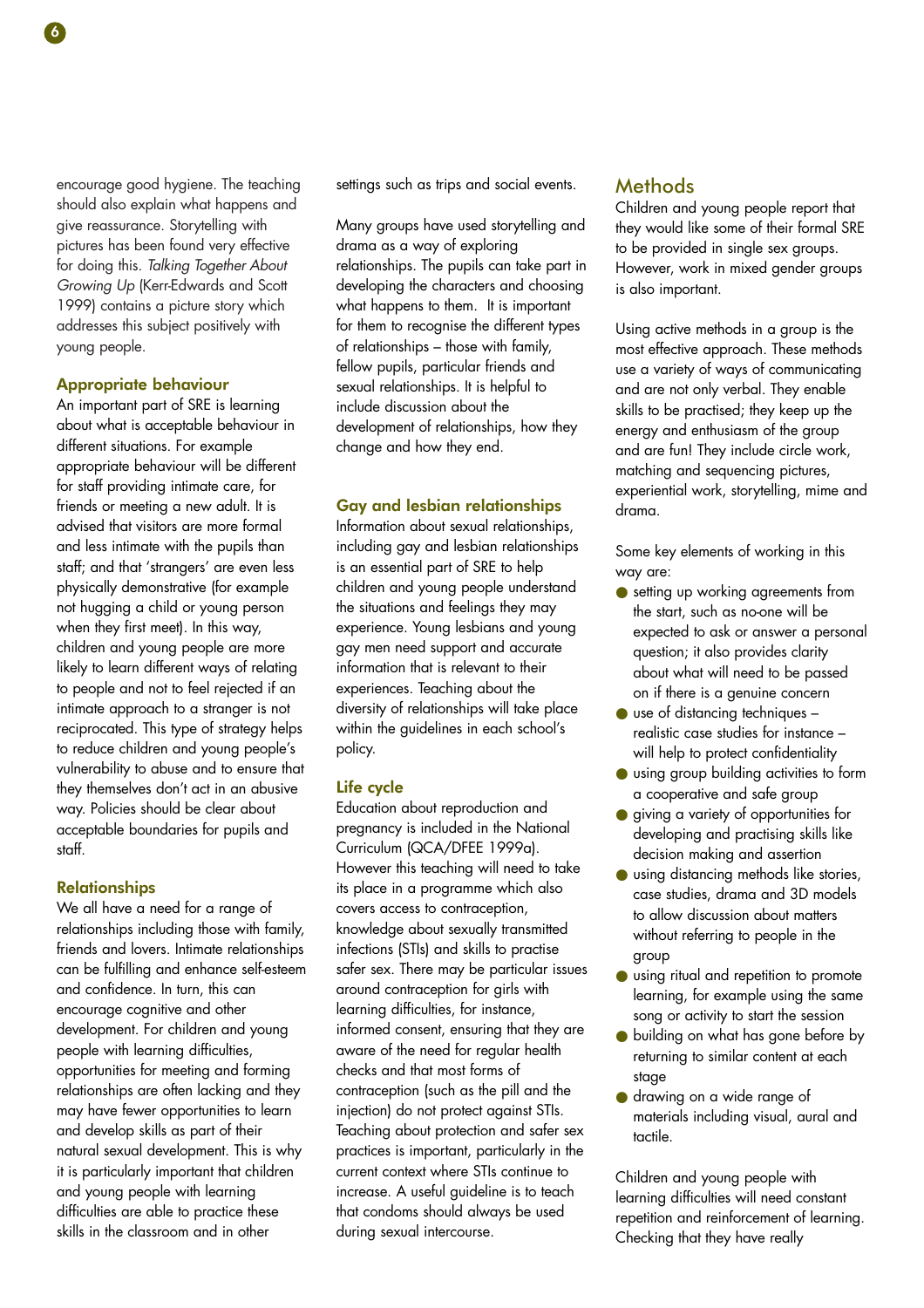encourage good hygiene. The teaching should also explain what happens and give reassurance. Storytelling with pictures has been found very effective for doing this. *Talking Together About Growing Up* (Kerr-Edwards and Scott 1999) contains a picture story which addresses this subject positively with young people.

### Appropriate behaviour

An important part of SRE is learning about what is acceptable behaviour in different situations. For example appropriate behaviour will be different for staff providing intimate care, for friends or meeting a new adult. It is advised that visitors are more formal and less intimate with the pupils than staff; and that 'strangers' are even less physically demonstrative (for example not hugging a child or young person when they first meet). In this way, children and young people are more likely to learn different ways of relating to people and not to feel rejected if an intimate approach to a stranger is not reciprocated. This type of strategy helps to reduce children and young people's vulnerability to abuse and to ensure that they themselves don't act in an abusive way. Policies should be clear about acceptable boundaries for pupils and staff.

### Relationships

We all have a need for a range of relationships including those with family, friends and lovers. Intimate relationships can be fulfilling and enhance self-esteem and confidence. In turn, this can encourage cognitive and other development. For children and young people with learning difficulties, opportunities for meeting and forming relationships are often lacking and they may have fewer opportunities to learn and develop skills as part of their natural sexual development. This is why it is particularly important that children and young people with learning difficulties are able to practice these skills in the classroom and in other settings such as trips and social events.

Many groups have used storytelling and drama as a way of exploring relationships. The pupils can take part in developing the characters and choosing what happens to them. It is important for them to recognise the different types of relationships – those with family, fellow pupils, particular friends and sexual relationships. It is helpful to include discussion about the development of relationships, how they change and how they end.

### Gay and lesbian relationships

Information about sexual relationships, including gay and lesbian relationships is an essential part of SRE to help children and young people understand the situations and feelings they may experience. Young lesbians and young gay men need support and accurate information that is relevant to their experiences. Teaching about the diversity of relationships will take place within the guidelines in each school's policy.

### Life cycle

Education about reproduction and pregnancy is included in the National Curriculum (QCA/DFEE 1999a). However this teaching will need to take its place in a programme which also covers access to contraception, knowledge about sexually transmitted infections (STIs) and skills to practise safer sex. There may be particular issues around contraception for girls with learning difficulties, for instance, informed consent, ensuring that they are aware of the need for regular health checks and that most forms of contraception (such as the pill and the injection) do not protect against STIs. Teaching about protection and safer sex practices is important, particularly in the current context where STIs continue to increase. A useful guideline is to teach that condoms should always be used during sexual intercourse.

## Methods

Children and young people report that they would like some of their formal SRE to be provided in single sex groups. However, work in mixed gender groups is also important.

Using active methods in a group is the most effective approach. These methods use a variety of ways of communicating and are not only verbal. They enable skills to be practised; they keep up the energy and enthusiasm of the group and are fun! They include circle work, matching and sequencing pictures, experiential work, storytelling, mime and drama.

Some key elements of working in this way are:

- setting up working agreements from the start, such as no-one will be expected to ask or answer a personal question; it also provides clarity about what will need to be passed on if there is a genuine concern
- use of distancing techniques – realistic case studies for instance – will help to protect confidentiality
- using group building activities to form a cooperative and safe group
- giving a variety of opportunities for developing and practising skills like decision making and assertion
- using distancing methods like stories, case studies, drama and 3D models to allow discussion about matters without referring to people in the group
- using ritual and repetition to promote learning, for example using the same song or activity to start the session
- building on what has gone before by returning to similar content at each stage
- drawing on a wide range of materials including visual, aural and tactile.

Children and young people with learning difficulties will need constant repetition and reinforcement of learning. Checking that they have really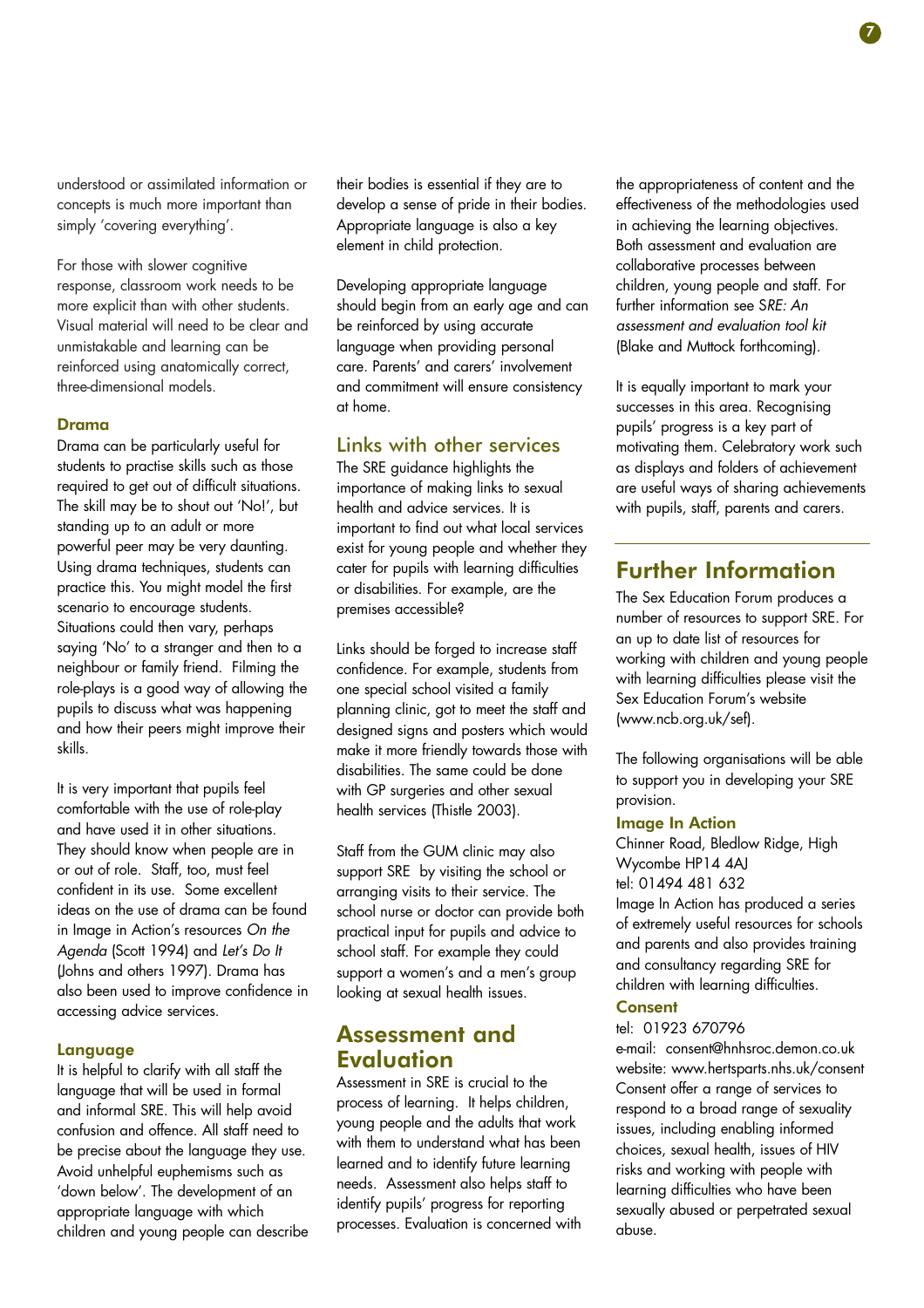understood or assimilated information or concepts is much more important than simply 'covering everything'.

For those with slower cognitive response, classroom work needs to be more explicit than with other students. Visual material will need to be clear and unmistakable and learning can be reinforced using anatomically correct, three-dimensional models.

### Drama

Drama can be particularly useful for students to practise skills such as those required to get out of difficult situations. The skill may be to shout out 'No!', but standing up to an adult or more powerful peer may be very daunting. Using drama techniques, students can practice this. You might model the first scenario to encourage students. Situations could then vary, perhaps saying 'No' to a stranger and then to a neighbour or family friend. Filming the role-plays is a good way of allowing the pupils to discuss what was happening and how their peers might improve their skills.

It is very important that pupils feel comfortable with the use of role-play and have used it in other situations. They should know when people are in or out of role. Staff, too, must feel confident in its use. Some excellent ideas on the use of drama can be found in Image in Action's resources *On the Agenda* (Scott 1994) and *Let's Do It* (Johns and others 1997). Drama has also been used to improve confidence in accessing advice services.

### Language

It is helpful to clarify with all staff the language that will be used in formal and informal SRE. This will help avoid confusion and offence. All staff need to be precise about the language they use. Avoid unhelpful euphemisms such as 'down below'. The development of an appropriate language with which children and young people can describe their bodies is essential if they are to develop a sense of pride in their bodies. Appropriate language is also a key element in child protection.

Developing appropriate language should begin from an early age and can be reinforced by using accurate language when providing personal care. Parents' and carers' involvement and commitment will ensure consistency at home.

## Links with other services

The SRE guidance highlights the importance of making links to sexual health and advice services. It is important to find out what local services exist for young people and whether they cater for pupils with learning difficulties or disabilities. For example, are the premises accessible?

Links should be forged to increase staff confidence. For example, students from one special school visited a family planning clinic, got to meet the staff and designed signs and posters which would make it more friendly towards those with disabilities. The same could be done with GP surgeries and other sexual health services (Thistle 2003).

Staff from the GUM clinic may also support SRE by visiting the school or arranging visits to their service. The school nurse or doctor can provide both practical input for pupils and advice to school staff. For example they could support a women's and a men's group looking at sexual health issues.

## Assessment and Evaluation

Assessment in SRE is crucial to the process of learning. It helps children, young people and the adults that work with them to understand what has been learned and to identify future learning needs. Assessment also helps staff to identify pupils' progress for reporting processes. Evaluation is concerned with the appropriateness of content and the effectiveness of the methodologies used in achieving the learning objectives. Both assessment and evaluation are collaborative processes between children, young people and staff. For further information see *SRE: An assessment and evaluation tool kit* (Blake and Muttock forthcoming).

It is equally important to mark your successes in this area. Recognising pupils' progress is a key part of motivating them. Celebratory work such as displays and folders of achievement are useful ways of sharing achievements with pupils, staff, parents and carers.

## Further Information

The Sex Education Forum produces a number of resources to support SRE. For an up to date list of resources for working with children and young people with learning difficulties please visit the Sex Education Forum's website (www.ncb.org.uk/sef).

The following organisations will be able to support you in developing your SRE provision.

### Image In Action

Chinner Road, Bledlow Ridge, High Wycombe HP14 4AJ
tel: 01494 481 632
Image In Action has produced a series of extremely useful resources for schools and parents and also provides training and consultancy regarding SRE for children with learning difficulties.

### Consent

tel: 01923 670796
e-mail: consent@hnhsroc.demon.co.uk
website: www.hertsparts.nhs.uk/consent
Consent offer a range of services to respond to a broad range of sexuality issues, including enabling informed choices, sexual health, issues of HIV risks and working with people with learning difficulties who have been sexually abused or perpetrated sexual abuse.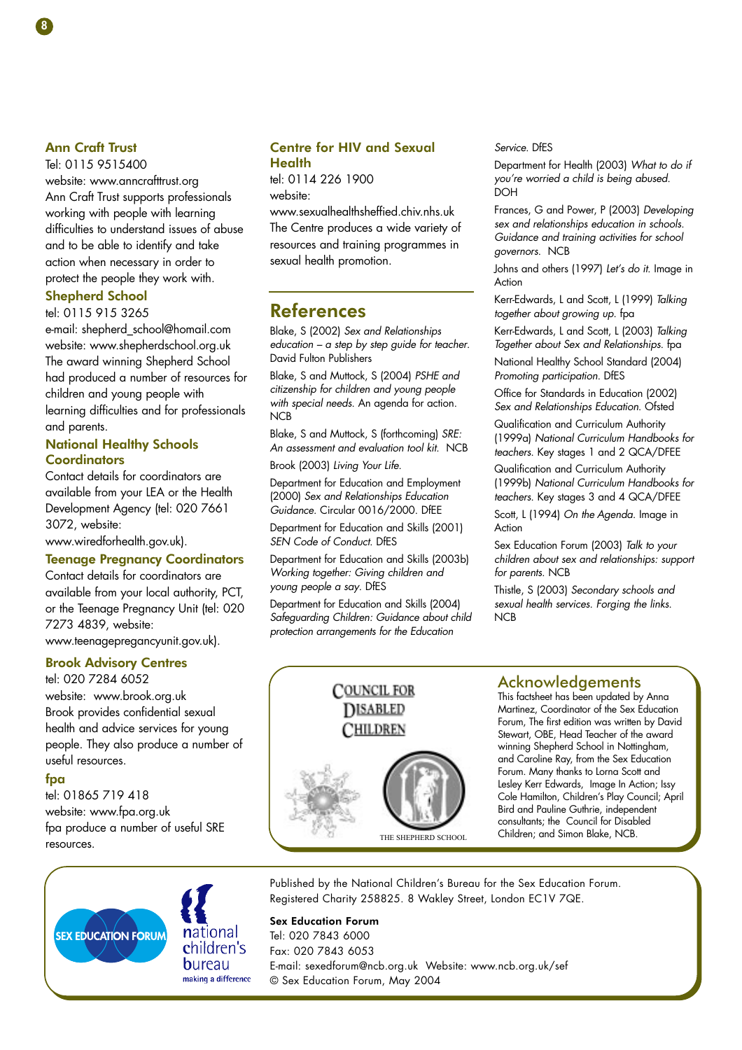### Ann Craft Trust

Tel: 0115 9515400
website: www.anncrafttrust.org
Ann Craft Trust supports professionals working with people with learning difficulties to understand issues of abuse and to be able to identify and take action when necessary in order to protect the people they work with.

### Shepherd School

tel: 0115 915 3265
e-mail: shepherd_school@homail.com
website: www.shepherdschool.org.uk
The award winning Shepherd School had produced a number of resources for children and young people with learning difficulties and for professionals and parents.

### National Healthy Schools Coordinators

Contact details for coordinators are available from your LEA or the Health Development Agency (tel: 020 7661 3072, website: www.wiredforhealth.gov.uk).

### Teenage Pregnancy Coordinators

Contact details for coordinators are available from your local authority, PCT, or the Teenage Pregnancy Unit (tel: 020 7273 4839, website: www.teenagepregancyunit.gov.uk).

### Brook Advisory Centres

tel: 020 7284 6052
website: www.brook.org.uk
Brook provides confidential sexual health and advice services for young people. They also produce a number of useful resources.

### fpa

tel: 01865 719 418
website: www.fpa.org.uk
fpa produce a number of useful SRE resources.

### Centre for HIV and Sexual Health

tel: 0114 226 1900
website: www.sexualhealthsheffied.chiv.nhs.uk
The Centre produces a wide variety of resources and training programmes in sexual health promotion.

## References

Blake, S (2002) *Sex and Relationships education – a step by step guide for teacher.* David Fulton Publishers

Blake, S and Muttock, S (2004) *PSHE and citizenship for children and young people with special needs.* An agenda for action. NCB

Blake, S and Muttock, S (forthcoming) *SRE: An assessment and evaluation tool kit.* NCB

Brook (2003) *Living Your Life.*

Department for Education and Employment (2000) *Sex and Relationships Education Guidance.* Circular 0016/2000. DfEE

Department for Education and Skills (2001) *SEN Code of Conduct.* DfES

Department for Education and Skills (2003b) *Working together: Giving children and young people a say.* DfES

Department for Education and Skills (2004) *Safeguarding Children: Guidance about child protection arrangements for the Education Service.* DfES

Department for Health (2003) *What to do if you're worried a child is being abused.* DOH

Frances, G and Power, P (2003) *Developing sex and relationships education in schools. Guidance and training activities for school governors.* NCB

Johns and others (1997) *Let's do it.* Image in Action

Kerr-Edwards, L and Scott, L (1999) *Talking together about growing up.* fpa

Kerr-Edwards, L and Scott, L (2003) *Talking Together about Sex and Relationships.* fpa

National Healthy School Standard (2004) *Promoting participation.* DfES

Office for Standards in Education (2002) *Sex and Relationships Education.* Ofsted

Qualification and Curriculum Authority (1999a) *National Curriculum Handbooks for teachers.* Key stages 1 and 2 QCA/DFEE

Qualification and Curriculum Authority (1999b) *National Curriculum Handbooks for teachers.* Key stages 3 and 4 QCA/DFEE

Scott, L (1994) *On the Agenda.* Image in Action

Sex Education Forum (2003) *Talk to your children about sex and relationships: support for parents.* NCB

Thistle, S (2003) *Secondary schools and sexual health services. Forging the links.* NCB

COUNCIL FOR DISABLED CHILDREN

THE SHEPHERD SCHOOL

## Acknowledgements

This factsheet has been updated by Anna Martinez, Coordinator of the Sex Education Forum, The first edition was written by David Stewart, OBE, Head Teacher of the award winning Shepherd School in Nottingham, and Caroline Ray, from the Sex Education Forum. Many thanks to Lorna Scott and Lesley Kerr Edwards, Image In Action; Issy Cole Hamilton, Children's Play Council; April Bird and Pauline Guthrie, independent consultants; the Council for Disabled Children; and Simon Blake, NCB.

SEX EDUCATION FORUM

national children's bureau
making a difference

Published by the National Children's Bureau for the Sex Education Forum. Registered Charity 258825. 8 Wakley Street, London EC1V 7QE.

**Sex Education Forum**
Tel: 020 7843 6000
Fax: 020 7843 6053
E-mail: sexedforum@ncb.org.uk Website: www.ncb.org.uk/sef
© Sex Education Forum, May 2004